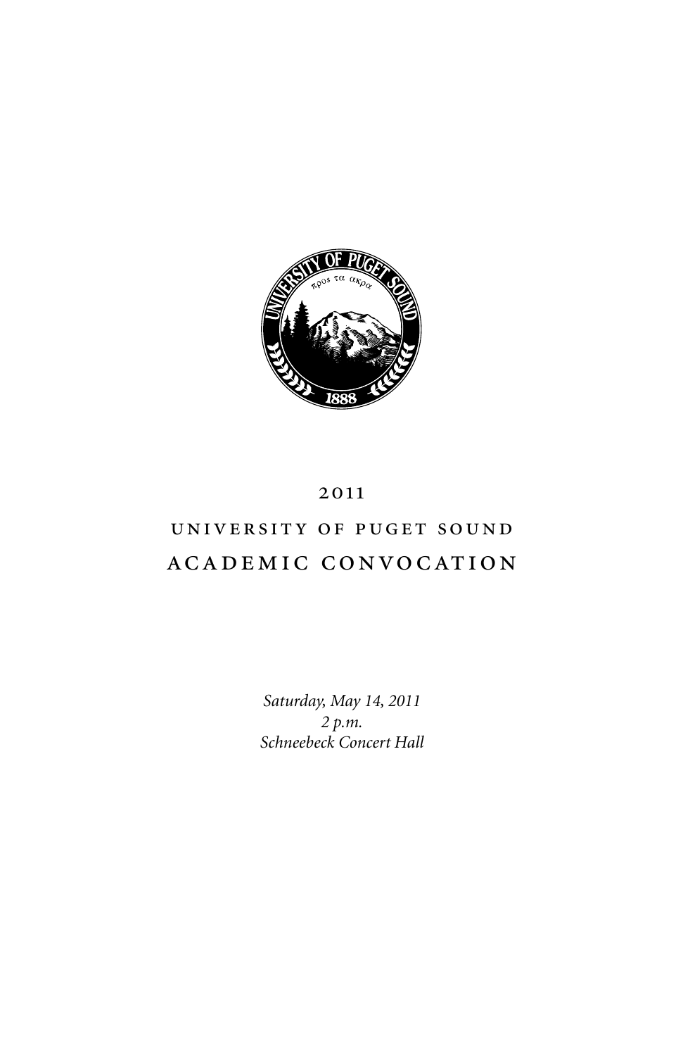# 2011

# UNIVERSITY OF PUGET SOUND

# ACADEMIC CONVOCATION

*Saturday, May 14, 2011*
*2 p.m.*
*Schneebeck Concert Hall*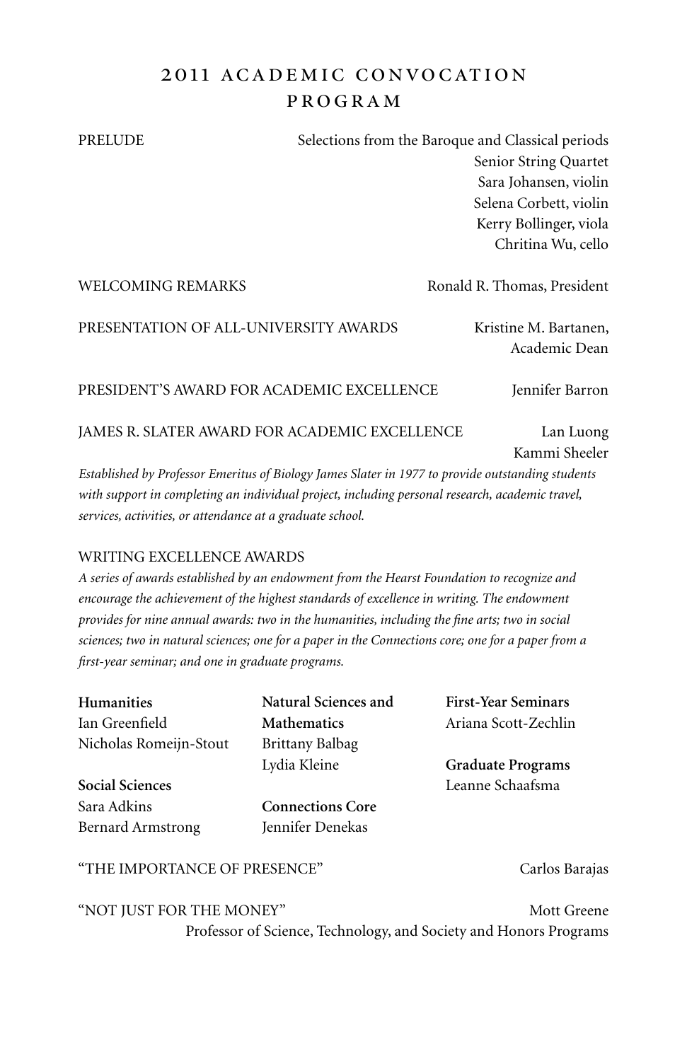# 2011 ACADEMIC CONVOCATION PROGRAM

PRELUDE — Selections from the Baroque and Classical periods

Senior String Quartet
Sara Johansen, violin
Selena Corbett, violin
Kerry Bollinger, viola
Chritina Wu, cello

WELCOMING REMARKS — Ronald R. Thomas, President

PRESENTATION OF ALL-UNIVERSITY AWARDS — Kristine M. Bartanen, Academic Dean

PRESIDENT'S AWARD FOR ACADEMIC EXCELLENCE — Jennifer Barron

JAMES R. SLATER AWARD FOR ACADEMIC EXCELLENCE — Lan Luong, Kammi Sheeler

*Established by Professor Emeritus of Biology James Slater in 1977 to provide outstanding students with support in completing an individual project, including personal research, academic travel, services, activities, or attendance at a graduate school.*

WRITING EXCELLENCE AWARDS

*A series of awards established by an endowment from the Hearst Foundation to recognize and encourage the achievement of the highest standards of excellence in writing. The endowment provides for nine annual awards: two in the humanities, including the fine arts; two in social sciences; two in natural sciences; one for a paper in the Connections core; one for a paper from a first-year seminar; and one in graduate programs.*

**Humanities**
Ian Greenfield
Nicholas Romeijn-Stout

**Social Sciences**
Sara Adkins
Bernard Armstrong

**Natural Sciences and Mathematics**
Brittany Balbag
Lydia Kleine

**Connections Core**
Jennifer Denekas

**First-Year Seminars**
Ariana Scott-Zechlin

**Graduate Programs**
Leanne Schaafsma

"THE IMPORTANCE OF PRESENCE" — Carlos Barajas

"NOT JUST FOR THE MONEY" — Mott Greene, Professor of Science, Technology, and Society and Honors Programs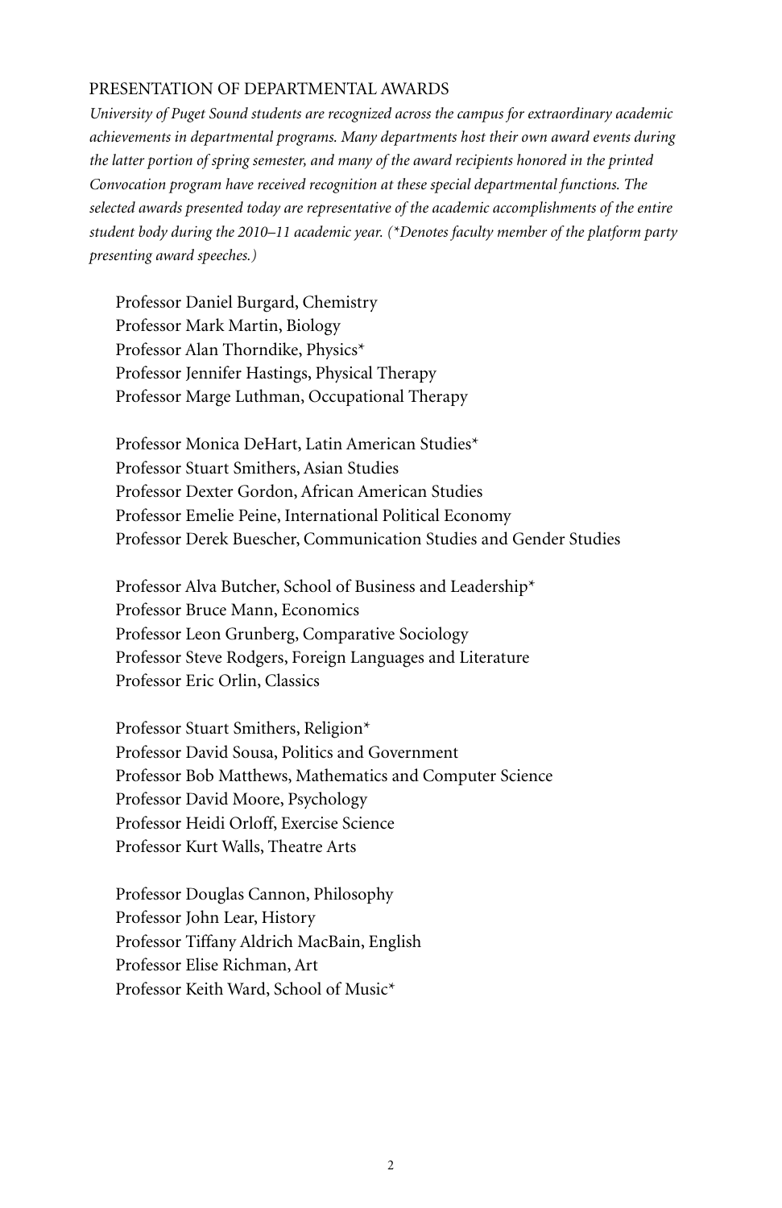## PRESENTATION OF DEPARTMENTAL AWARDS

*University of Puget Sound students are recognized across the campus for extraordinary academic achievements in departmental programs. Many departments host their own award events during the latter portion of spring semester, and many of the award recipients honored in the printed Convocation program have received recognition at these special departmental functions. The selected awards presented today are representative of the academic accomplishments of the entire student body during the 2010–11 academic year. (*Denotes faculty member of the platform party presenting award speeches.)*

Professor Daniel Burgard, Chemistry
Professor Mark Martin, Biology
Professor Alan Thorndike, Physics*
Professor Jennifer Hastings, Physical Therapy
Professor Marge Luthman, Occupational Therapy

Professor Monica DeHart, Latin American Studies*
Professor Stuart Smithers, Asian Studies
Professor Dexter Gordon, African American Studies
Professor Emelie Peine, International Political Economy
Professor Derek Buescher, Communication Studies and Gender Studies

Professor Alva Butcher, School of Business and Leadership*
Professor Bruce Mann, Economics
Professor Leon Grunberg, Comparative Sociology
Professor Steve Rodgers, Foreign Languages and Literature
Professor Eric Orlin, Classics

Professor Stuart Smithers, Religion*
Professor David Sousa, Politics and Government
Professor Bob Matthews, Mathematics and Computer Science
Professor David Moore, Psychology
Professor Heidi Orloff, Exercise Science
Professor Kurt Walls, Theatre Arts

Professor Douglas Cannon, Philosophy
Professor John Lear, History
Professor Tiffany Aldrich MacBain, English
Professor Elise Richman, Art
Professor Keith Ward, School of Music*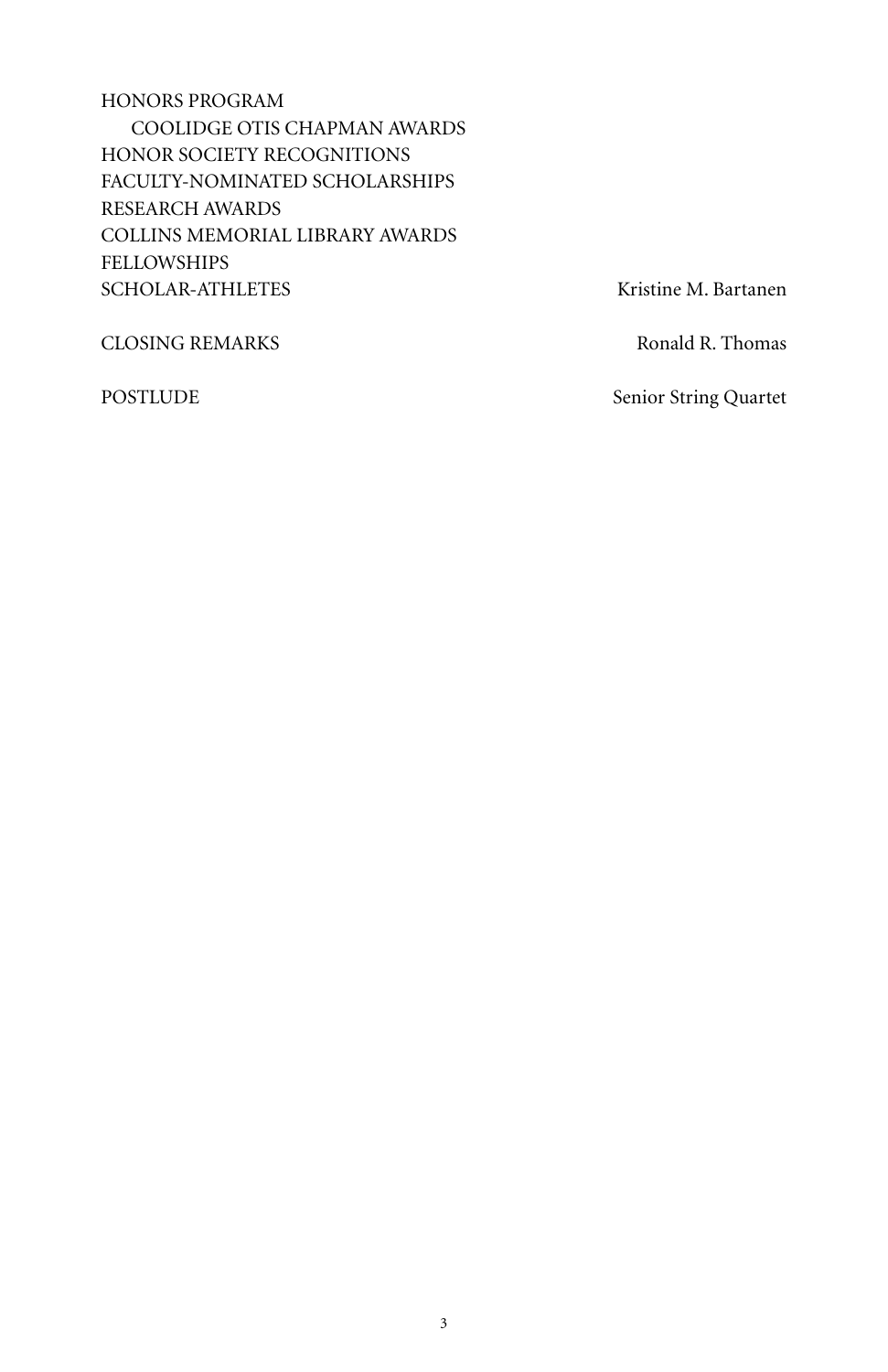HONORS PROGRAM
  COOLIDGE OTIS CHAPMAN AWARDS
HONOR SOCIETY RECOGNITIONS
FACULTY-NOMINATED SCHOLARSHIPS
RESEARCH AWARDS
COLLINS MEMORIAL LIBRARY AWARDS
FELLOWSHIPS
SCHOLAR-ATHLETES — Kristine M. Bartanen

CLOSING REMARKS — Ronald R. Thomas

POSTLUDE — Senior String Quartet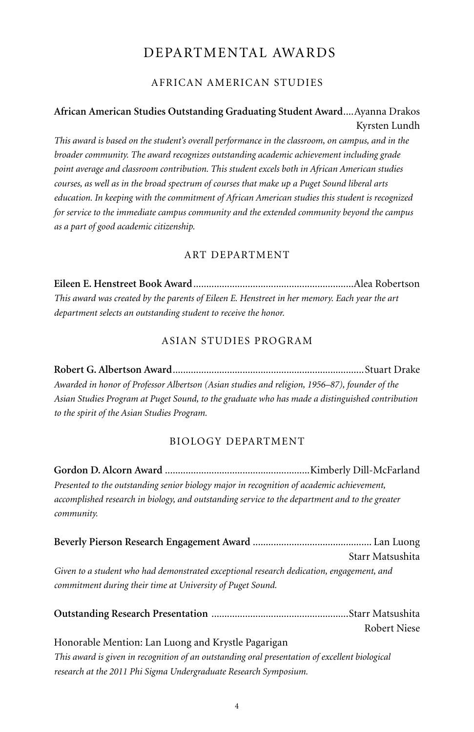# DEPARTMENTAL AWARDS

## AFRICAN AMERICAN STUDIES

**African American Studies Outstanding Graduating Student Award**....Ayanna Drakos
Kyrsten Lundh

*This award is based on the student's overall performance in the classroom, on campus, and in the broader community. The award recognizes outstanding academic achievement including grade point average and classroom contribution. This student excels both in African American studies courses, as well as in the broad spectrum of courses that make up a Puget Sound liberal arts education. In keeping with the commitment of African American studies this student is recognized for service to the immediate campus community and the extended community beyond the campus as a part of good academic citizenship.*

## ART DEPARTMENT

**Eileen E. Henstreet Book Award**.............................................................Alea Robertson

*This award was created by the parents of Eileen E. Henstreet in her memory. Each year the art department selects an outstanding student to receive the honor.*

## ASIAN STUDIES PROGRAM

**Robert G. Albertson Award**.........................................................................Stuart Drake

*Awarded in honor of Professor Albertson (Asian studies and religion, 1956–87), founder of the Asian Studies Program at Puget Sound, to the graduate who has made a distinguished contribution to the spirit of the Asian Studies Program.*

## BIOLOGY DEPARTMENT

**Gordon D. Alcorn Award** .......................................................Kimberly Dill-McFarland

*Presented to the outstanding senior biology major in recognition of academic achievement, accomplished research in biology, and outstanding service to the department and to the greater community.*

**Beverly Pierson Research Engagement Award** ............................................. Lan Luong
Starr Matsushita

*Given to a student who had demonstrated exceptional research dedication, engagement, and commitment during their time at University of Puget Sound.*

**Outstanding Research Presentation** ....................................................Starr Matsushita
Robert Niese

Honorable Mention: Lan Luong and Krystle Pagarigan

*This award is given in recognition of an outstanding oral presentation of excellent biological research at the 2011 Phi Sigma Undergraduate Research Symposium.*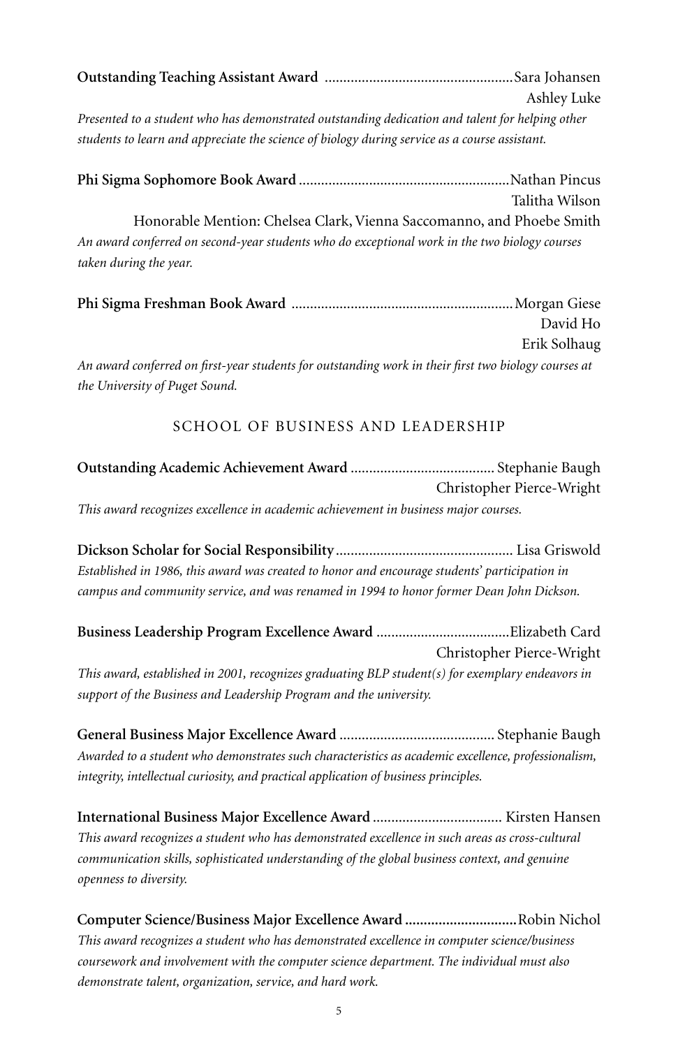**Outstanding Teaching Assistant Award** .................................................. Sara Johansen
Ashley Luke

*Presented to a student who has demonstrated outstanding dedication and talent for helping other students to learn and appreciate the science of biology during service as a course assistant.*

**Phi Sigma Sophomore Book Award** ......................................................... Nathan Pincus
Talitha Wilson

Honorable Mention: Chelsea Clark, Vienna Saccomanno, and Phoebe Smith

*An award conferred on second-year students who do exceptional work in the two biology courses taken during the year.*

**Phi Sigma Freshman Book Award** ........................................................... Morgan Giese
David Ho
Erik Solhaug

*An award conferred on first-year students for outstanding work in their first two biology courses at the University of Puget Sound.*

## SCHOOL OF BUSINESS AND LEADERSHIP

**Outstanding Academic Achievement Award** ...................................... Stephanie Baugh
Christopher Pierce-Wright

*This award recognizes excellence in academic achievement in business major courses.*

**Dickson Scholar for Social Responsibility** ............................................... Lisa Griswold

*Established in 1986, this award was created to honor and encourage students' participation in campus and community service, and was renamed in 1994 to honor former Dean John Dickson.*

**Business Leadership Program Excellence Award** ................................... Elizabeth Card
Christopher Pierce-Wright

*This award, established in 2001, recognizes graduating BLP student(s) for exemplary endeavors in support of the Business and Leadership Program and the university.*

**General Business Major Excellence Award** .......................................... Stephanie Baugh

*Awarded to a student who demonstrates such characteristics as academic excellence, professionalism, integrity, intellectual curiosity, and practical application of business principles.*

**International Business Major Excellence Award** .................................. Kirsten Hansen

*This award recognizes a student who has demonstrated excellence in such areas as cross-cultural communication skills, sophisticated understanding of the global business context, and genuine openness to diversity.*

**Computer Science/Business Major Excellence Award** ............................. Robin Nichol

*This award recognizes a student who has demonstrated excellence in computer science/business coursework and involvement with the computer science department. The individual must also demonstrate talent, organization, service, and hard work.*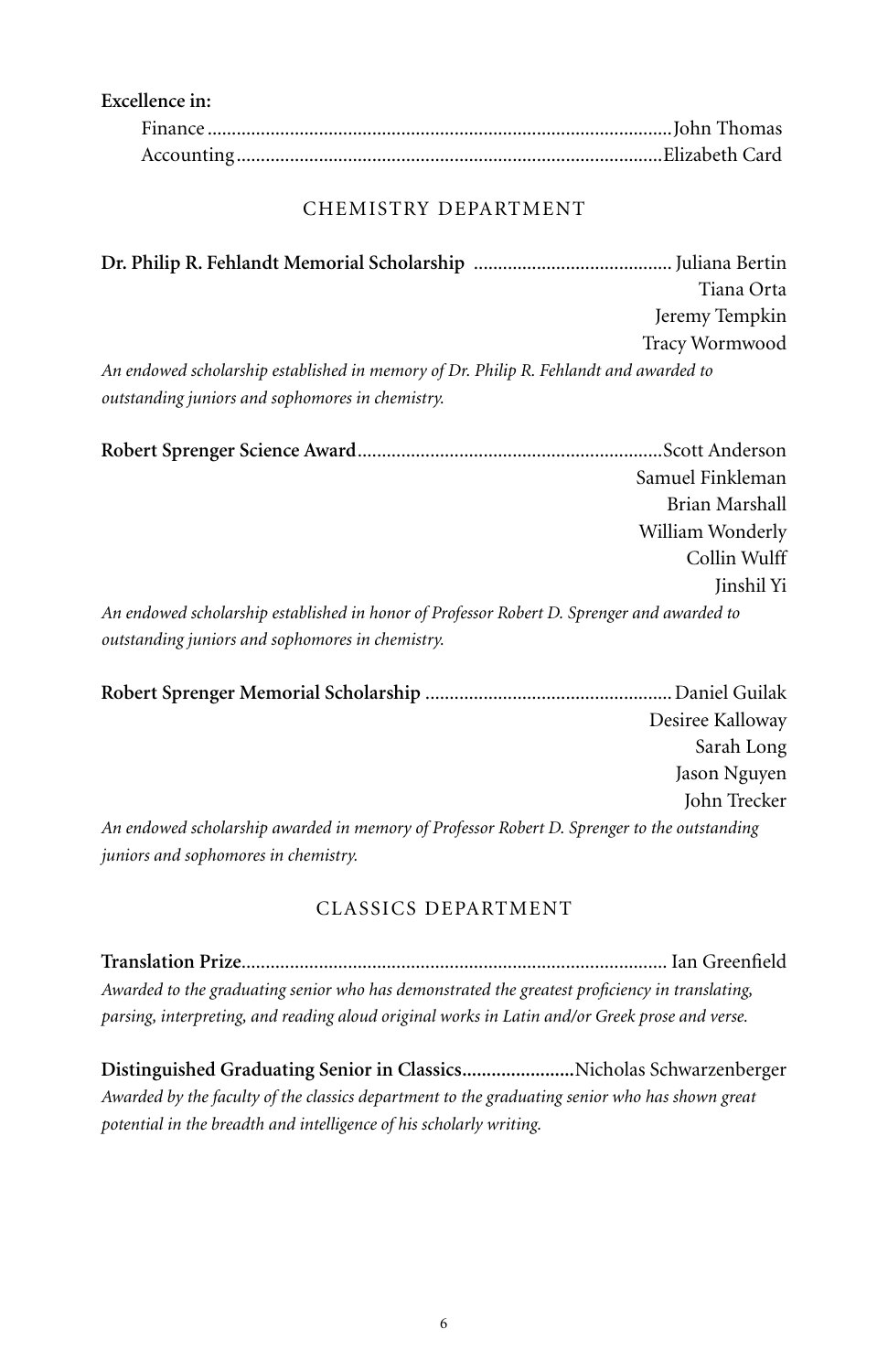**Excellence in:**

Finance ............ John Thomas
Accounting ............ Elizabeth Card

## CHEMISTRY DEPARTMENT

**Dr. Philip R. Fehlandt Memorial Scholarship** ............ Juliana Bertin
Tiana Orta
Jeremy Tempkin
Tracy Wormwood

*An endowed scholarship established in memory of Dr. Philip R. Fehlandt and awarded to outstanding juniors and sophomores in chemistry.*

**Robert Sprenger Science Award** ............ Scott Anderson
Samuel Finkleman
Brian Marshall
William Wonderly
Collin Wulff
Jinshil Yi

*An endowed scholarship established in honor of Professor Robert D. Sprenger and awarded to outstanding juniors and sophomores in chemistry.*

**Robert Sprenger Memorial Scholarship** ............ Daniel Guilak
Desiree Kalloway
Sarah Long
Jason Nguyen
John Trecker

*An endowed scholarship awarded in memory of Professor Robert D. Sprenger to the outstanding juniors and sophomores in chemistry.*

## CLASSICS DEPARTMENT

**Translation Prize** ............ Ian Greenfield

*Awarded to the graduating senior who has demonstrated the greatest proficiency in translating, parsing, interpreting, and reading aloud original works in Latin and/or Greek prose and verse.*

**Distinguished Graduating Senior in Classics** ............ Nicholas Schwarzenberger

*Awarded by the faculty of the classics department to the graduating senior who has shown great potential in the breadth and intelligence of his scholarly writing.*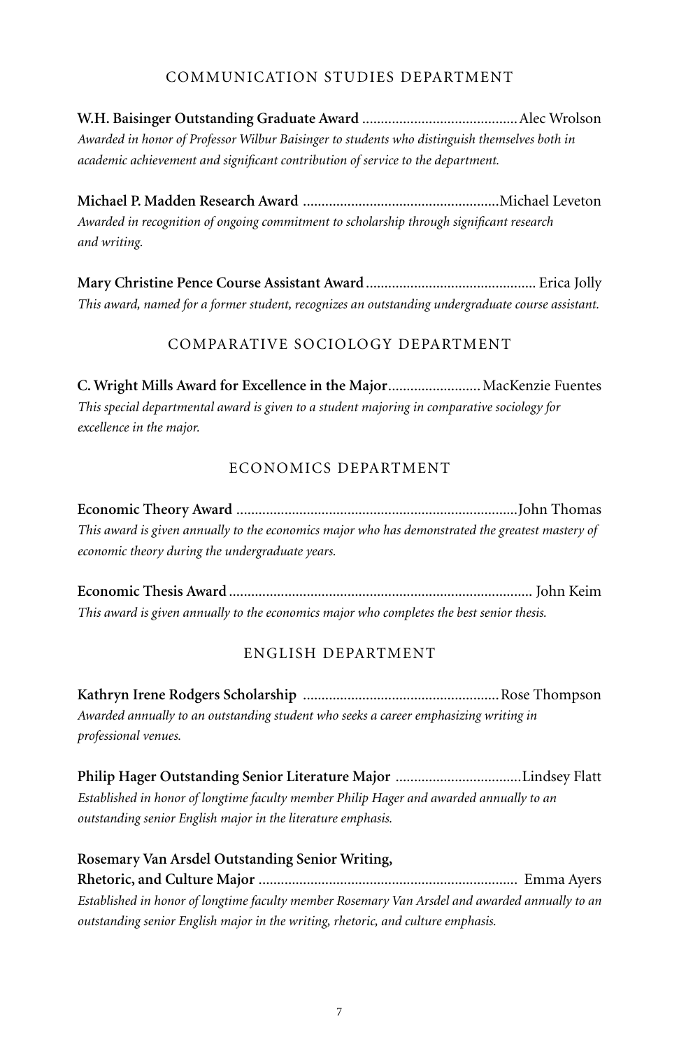## COMMUNICATION STUDIES DEPARTMENT

**W.H. Baisinger Outstanding Graduate Award** .......................................... Alec Wrolson
*Awarded in honor of Professor Wilbur Baisinger to students who distinguish themselves both in academic achievement and significant contribution of service to the department.*

**Michael P. Madden Research Award** ..................................................... Michael Leveton
*Awarded in recognition of ongoing commitment to scholarship through significant research and writing.*

**Mary Christine Pence Course Assistant Award** ............................................ Erica Jolly
*This award, named for a former student, recognizes an outstanding undergraduate course assistant.*

## COMPARATIVE SOCIOLOGY DEPARTMENT

**C. Wright Mills Award for Excellence in the Major** ......................... MacKenzie Fuentes
*This special departmental award is given to a student majoring in comparative sociology for excellence in the major.*

## ECONOMICS DEPARTMENT

**Economic Theory Award** ........................................................................... John Thomas
*This award is given annually to the economics major who has demonstrated the greatest mastery of economic theory during the undergraduate years.*

**Economic Thesis Award** ................................................................................ John Keim
*This award is given annually to the economics major who completes the best senior thesis.*

## ENGLISH DEPARTMENT

**Kathryn Irene Rodgers Scholarship** .................................................... Rose Thompson
*Awarded annually to an outstanding student who seeks a career emphasizing writing in professional venues.*

**Philip Hager Outstanding Senior Literature Major** .................................. Lindsey Flatt
*Established in honor of longtime faculty member Philip Hager and awarded annually to an outstanding senior English major in the literature emphasis.*

**Rosemary Van Arsdel Outstanding Senior Writing, Rhetoric, and Culture Major** ..................................................................... Emma Ayers
*Established in honor of longtime faculty member Rosemary Van Arsdel and awarded annually to an outstanding senior English major in the writing, rhetoric, and culture emphasis.*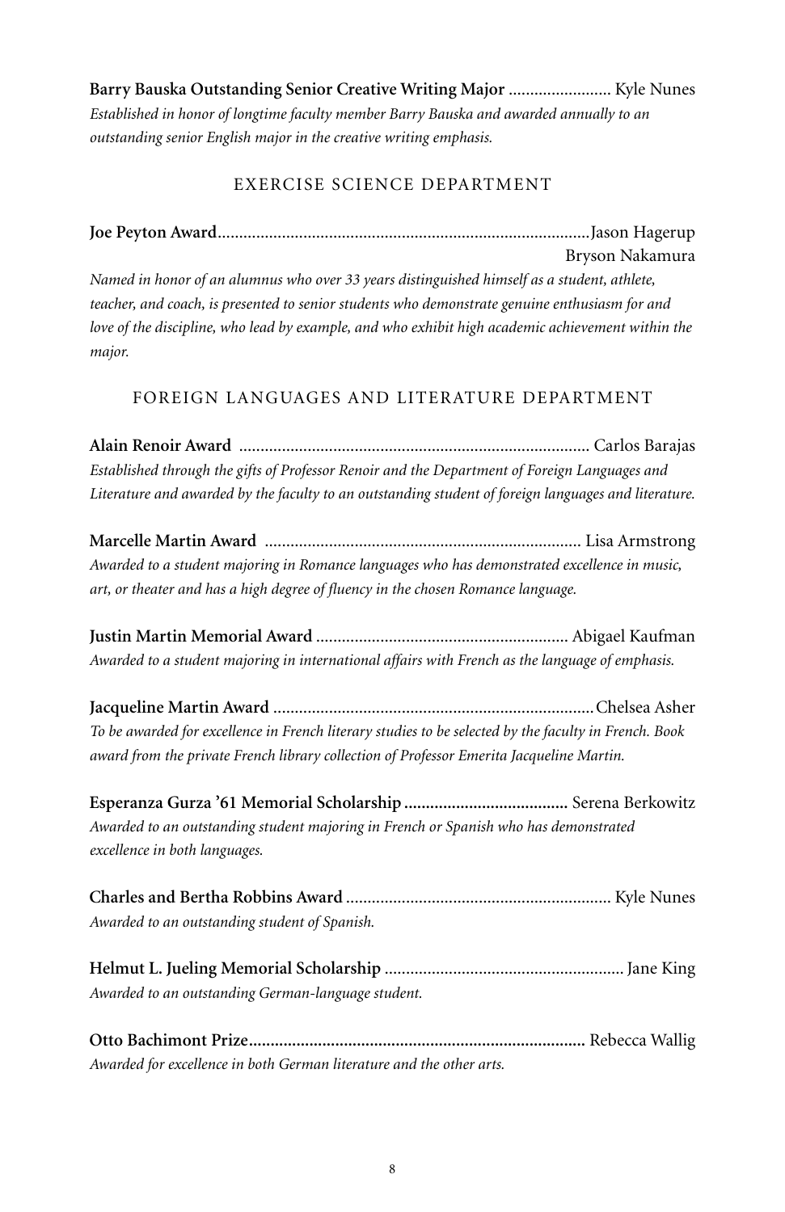**Barry Bauska Outstanding Senior Creative Writing Major** ........................ Kyle Nunes

*Established in honor of longtime faculty member Barry Bauska and awarded annually to an outstanding senior English major in the creative writing emphasis.*

## EXERCISE SCIENCE DEPARTMENT

**Joe Peyton Award**...................................................................................... Jason Hagerup
Bryson Nakamura

*Named in honor of an alumnus who over 33 years distinguished himself as a student, athlete, teacher, and coach, is presented to senior students who demonstrate genuine enthusiasm for and love of the discipline, who lead by example, and who exhibit high academic achievement within the major.*

## FOREIGN LANGUAGES AND LITERATURE DEPARTMENT

**Alain Renoir Award** ................................................................................. Carlos Barajas

*Established through the gifts of Professor Renoir and the Department of Foreign Languages and Literature and awarded by the faculty to an outstanding student of foreign languages and literature.*

**Marcelle Martin Award** ......................................................................... Lisa Armstrong

*Awarded to a student majoring in Romance languages who has demonstrated excellence in music, art, or theater and has a high degree of fluency in the chosen Romance language.*

**Justin Martin Memorial Award** .......................................................... Abigael Kaufman

*Awarded to a student majoring in international affairs with French as the language of emphasis.*

**Jacqueline Martin Award** .......................................................................... Chelsea Asher

*To be awarded for excellence in French literary studies to be selected by the faculty in French. Book award from the private French library collection of Professor Emerita Jacqueline Martin.*

**Esperanza Gurza '61 Memorial Scholarship** ...................................... Serena Berkowitz

*Awarded to an outstanding student majoring in French or Spanish who has demonstrated excellence in both languages.*

**Charles and Bertha Robbins Award** ............................................................. Kyle Nunes

*Awarded to an outstanding student of Spanish.*

**Helmut L. Jueling Memorial Scholarship** ....................................................... Jane King

*Awarded to an outstanding German-language student.*

**Otto Bachimont Prize**............................................................................. Rebecca Wallig

*Awarded for excellence in both German literature and the other arts.*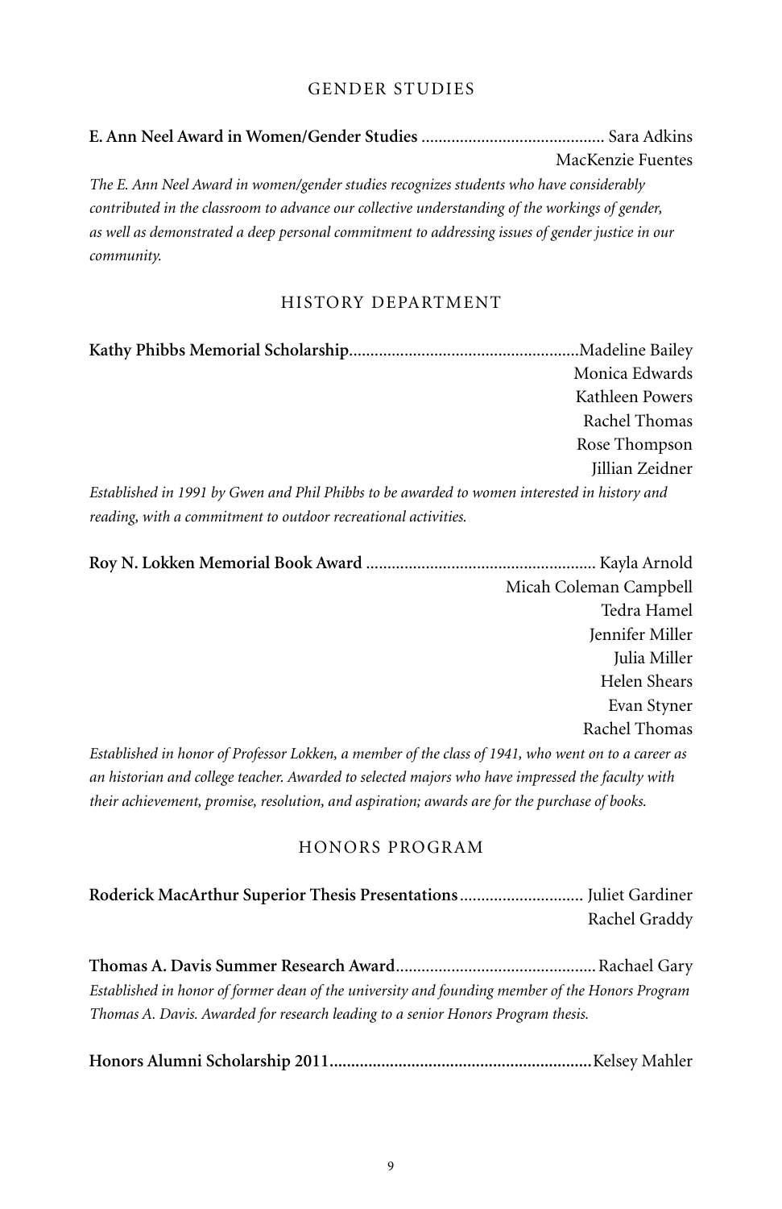## GENDER STUDIES

**E. Ann Neel Award in Women/Gender Studies** .......................................... Sara Adkins
MacKenzie Fuentes

*The E. Ann Neel Award in women/gender studies recognizes students who have considerably contributed in the classroom to advance our collective understanding of the workings of gender, as well as demonstrated a deep personal commitment to addressing issues of gender justice in our community.*

## HISTORY DEPARTMENT

**Kathy Phibbs Memorial Scholarship**.....................................................Madeline Bailey
Monica Edwards
Kathleen Powers
Rachel Thomas
Rose Thompson
Jillian Zeidner

*Established in 1991 by Gwen and Phil Phibbs to be awarded to women interested in history and reading, with a commitment to outdoor recreational activities.*

**Roy N. Lokken Memorial Book Award** ..................................................... Kayla Arnold
Micah Coleman Campbell
Tedra Hamel
Jennifer Miller
Julia Miller
Helen Shears
Evan Styner
Rachel Thomas

*Established in honor of Professor Lokken, a member of the class of 1941, who went on to a career as an historian and college teacher. Awarded to selected majors who have impressed the faculty with their achievement, promise, resolution, and aspiration; awards are for the purchase of books.*

## HONORS PROGRAM

**Roderick MacArthur Superior Thesis Presentations**............................ Juliet Gardiner
Rachel Graddy

**Thomas A. Davis Summer Research Award**..............................................Rachael Gary

*Established in honor of former dean of the university and founding member of the Honors Program Thomas A. Davis. Awarded for research leading to a senior Honors Program thesis.*

**Honors Alumni Scholarship 2011**............................................................Kelsey Mahler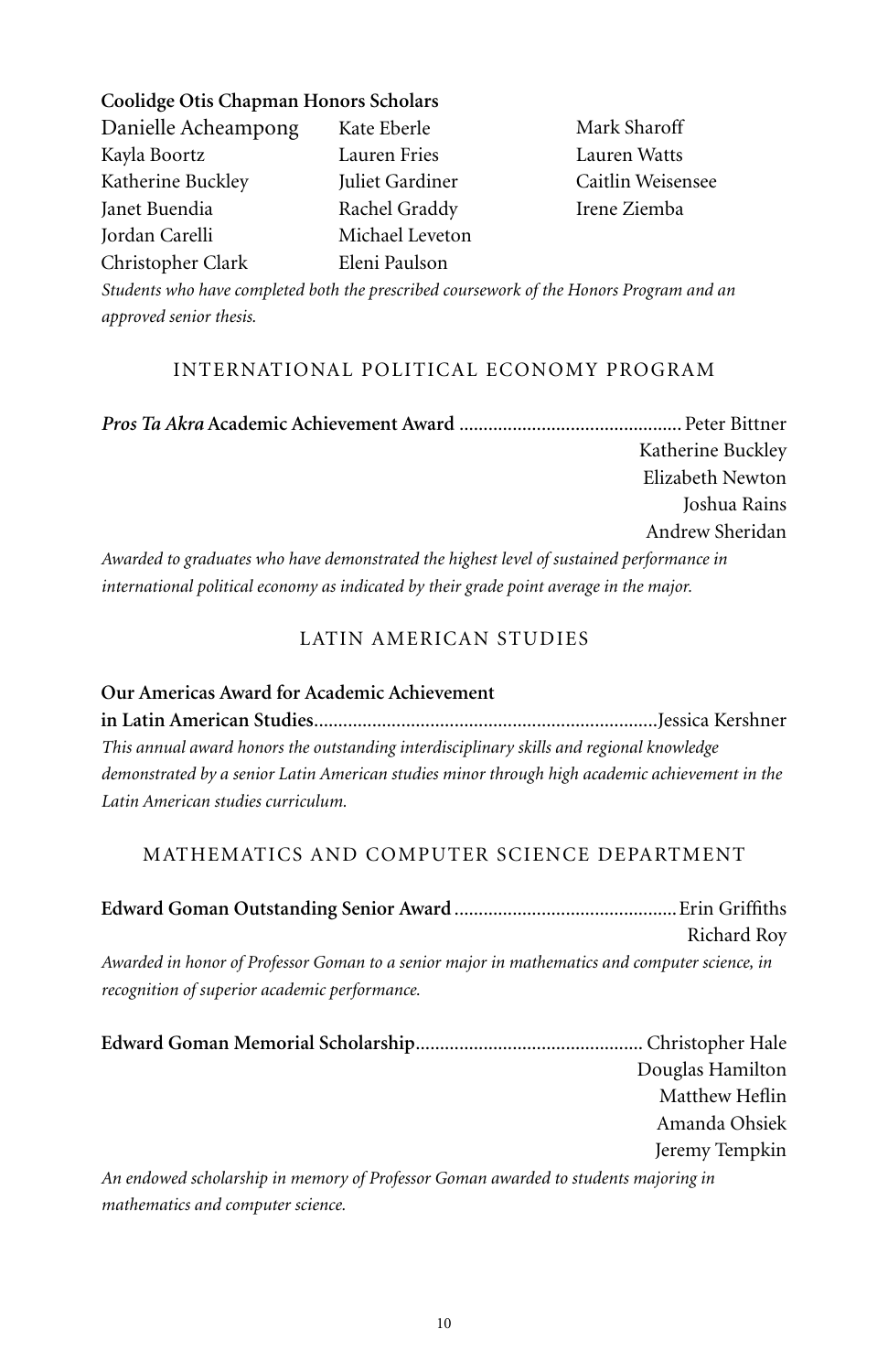**Coolidge Otis Chapman Honors Scholars**

Danielle Acheampong
Kayla Boortz
Katherine Buckley
Janet Buendia
Jordan Carelli
Christopher Clark
Kate Eberle
Lauren Fries
Juliet Gardiner
Rachel Graddy
Michael Leveton
Eleni Paulson
Mark Sharoff
Lauren Watts
Caitlin Weisensee
Irene Ziemba

*Students who have completed both the prescribed coursework of the Honors Program and an approved senior thesis.*

## INTERNATIONAL POLITICAL ECONOMY PROGRAM

***Pros Ta Akra* Academic Achievement Award** .............................................. Peter Bittner
Katherine Buckley
Elizabeth Newton
Joshua Rains
Andrew Sheridan

*Awarded to graduates who have demonstrated the highest level of sustained performance in international political economy as indicated by their grade point average in the major.*

## LATIN AMERICAN STUDIES

**Our Americas Award for Academic Achievement in Latin American Studies**...................................................................... Jessica Kershner

*This annual award honors the outstanding interdisciplinary skills and regional knowledge demonstrated by a senior Latin American studies minor through high academic achievement in the Latin American studies curriculum.*

## MATHEMATICS AND COMPUTER SCIENCE DEPARTMENT

**Edward Goman Outstanding Senior Award** ............................................. Erin Griffiths
Richard Roy

*Awarded in honor of Professor Goman to a senior major in mathematics and computer science, in recognition of superior academic performance.*

**Edward Goman Memorial Scholarship** .............................................. Christopher Hale
Douglas Hamilton
Matthew Heflin
Amanda Ohsiek
Jeremy Tempkin

*An endowed scholarship in memory of Professor Goman awarded to students majoring in mathematics and computer science.*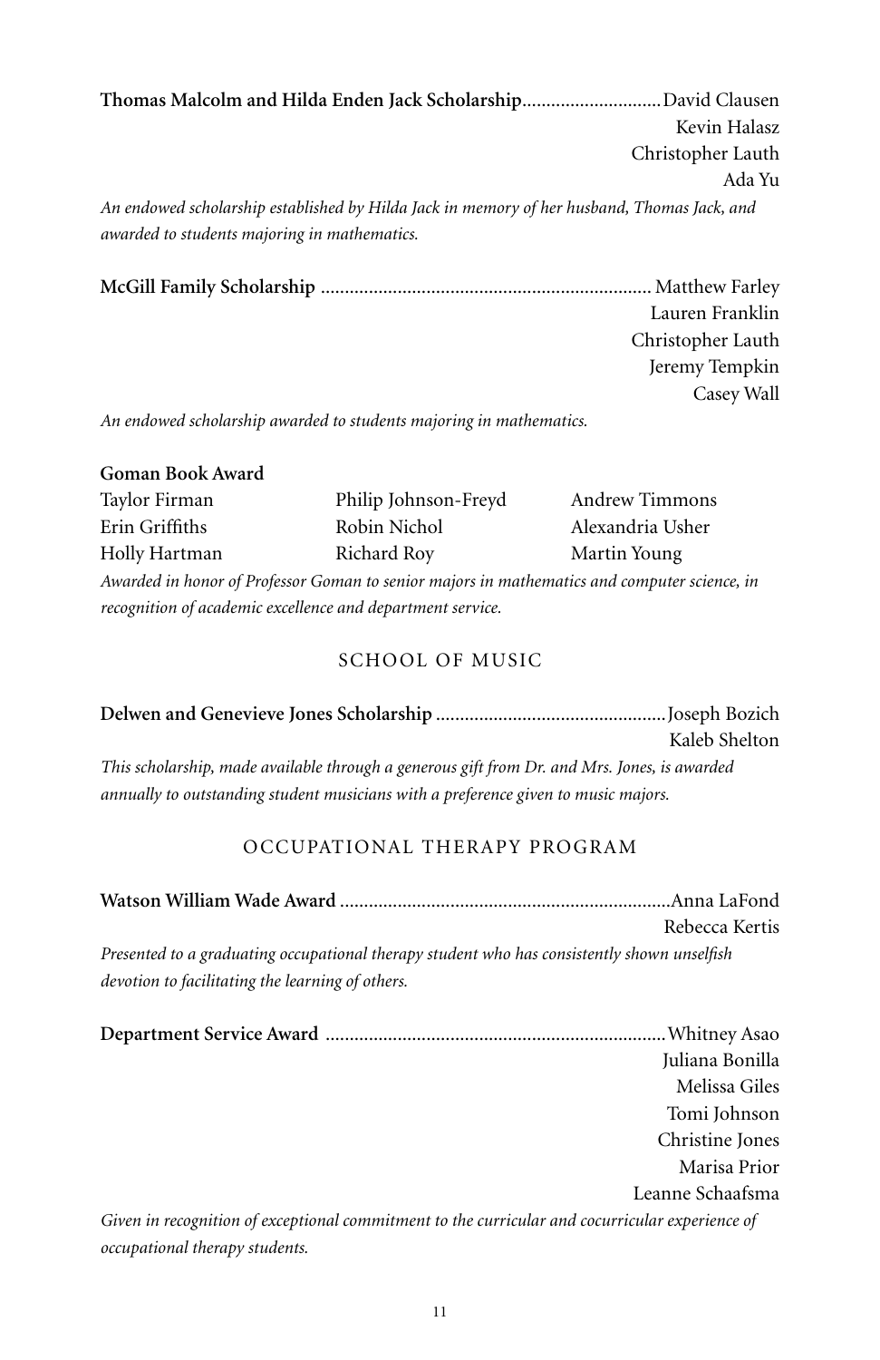**Thomas Malcolm and Hilda Enden Jack Scholarship**............................David Clausen
Kevin Halasz
Christopher Lauth
Ada Yu

*An endowed scholarship established by Hilda Jack in memory of her husband, Thomas Jack, and awarded to students majoring in mathematics.*

**McGill Family Scholarship** .................................................................... Matthew Farley
Lauren Franklin
Christopher Lauth
Jeremy Tempkin
Casey Wall

*An endowed scholarship awarded to students majoring in mathematics.*

**Goman Book Award**

Taylor Firman
Erin Griffiths
Holly Hartman
Philip Johnson-Freyd
Robin Nichol
Richard Roy
Andrew Timmons
Alexandria Usher
Martin Young

*Awarded in honor of Professor Goman to senior majors in mathematics and computer science, in recognition of academic excellence and department service.*

## SCHOOL OF MUSIC

**Delwen and Genevieve Jones Scholarship** ...............................................Joseph Bozich
Kaleb Shelton

*This scholarship, made available through a generous gift from Dr. and Mrs. Jones, is awarded annually to outstanding student musicians with a preference given to music majors.*

## OCCUPATIONAL THERAPY PROGRAM

**Watson William Wade Award** ....................................................................Anna LaFond
Rebecca Kertis

*Presented to a graduating occupational therapy student who has consistently shown unselfish devotion to facilitating the learning of others.*

**Department Service Award** ......................................................................Whitney Asao
Juliana Bonilla
Melissa Giles
Tomi Johnson
Christine Jones
Marisa Prior
Leanne Schaafsma

*Given in recognition of exceptional commitment to the curricular and cocurricular experience of occupational therapy students.*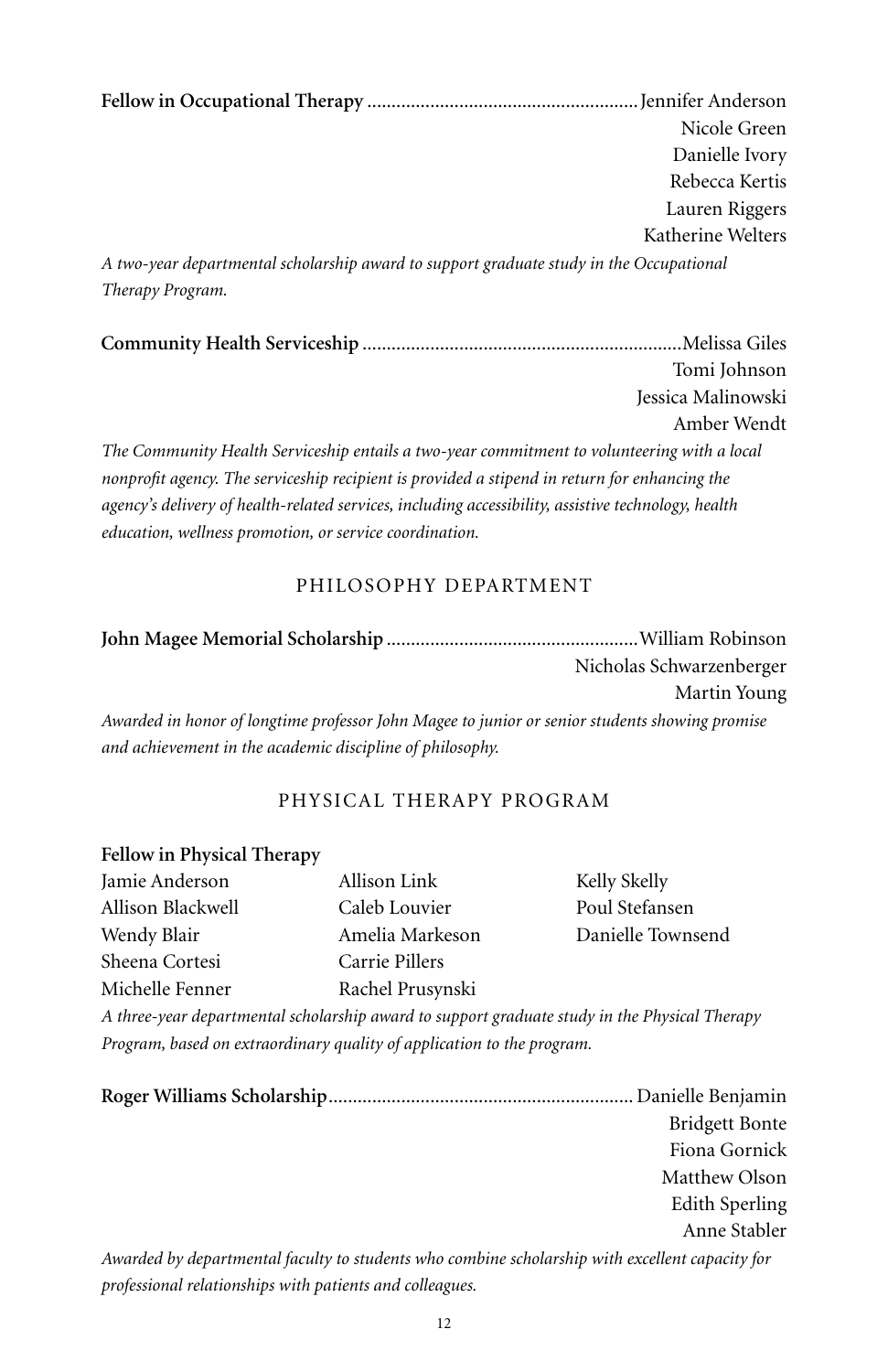**Fellow in Occupational Therapy** .......................................................Jennifer Anderson
Nicole Green
Danielle Ivory
Rebecca Kertis
Lauren Riggers
Katherine Welters

*A two-year departmental scholarship award to support graduate study in the Occupational Therapy Program.*

**Community Health Serviceship** .................................................................Melissa Giles
Tomi Johnson
Jessica Malinowski
Amber Wendt

*The Community Health Serviceship entails a two-year commitment to volunteering with a local nonprofit agency. The serviceship recipient is provided a stipend in return for enhancing the agency's delivery of health-related services, including accessibility, assistive technology, health education, wellness promotion, or service coordination.*

## PHILOSOPHY DEPARTMENT

**John Magee Memorial Scholarship** ...................................................William Robinson
Nicholas Schwarzenberger
Martin Young

*Awarded in honor of longtime professor John Magee to junior or senior students showing promise and achievement in the academic discipline of philosophy.*

## PHYSICAL THERAPY PROGRAM

**Fellow in Physical Therapy**

Jamie Anderson
Allison Blackwell
Wendy Blair
Sheena Cortesi
Michelle Fenner
Allison Link
Caleb Louvier
Amelia Markeson
Carrie Pillers
Rachel Prusynski
Kelly Skelly
Poul Stefansen
Danielle Townsend

*A three-year departmental scholarship award to support graduate study in the Physical Therapy Program, based on extraordinary quality of application to the program.*

**Roger Williams Scholarship**.............................................................. Danielle Benjamin
Bridgett Bonte
Fiona Gornick
Matthew Olson
Edith Sperling
Anne Stabler

*Awarded by departmental faculty to students who combine scholarship with excellent capacity for professional relationships with patients and colleagues.*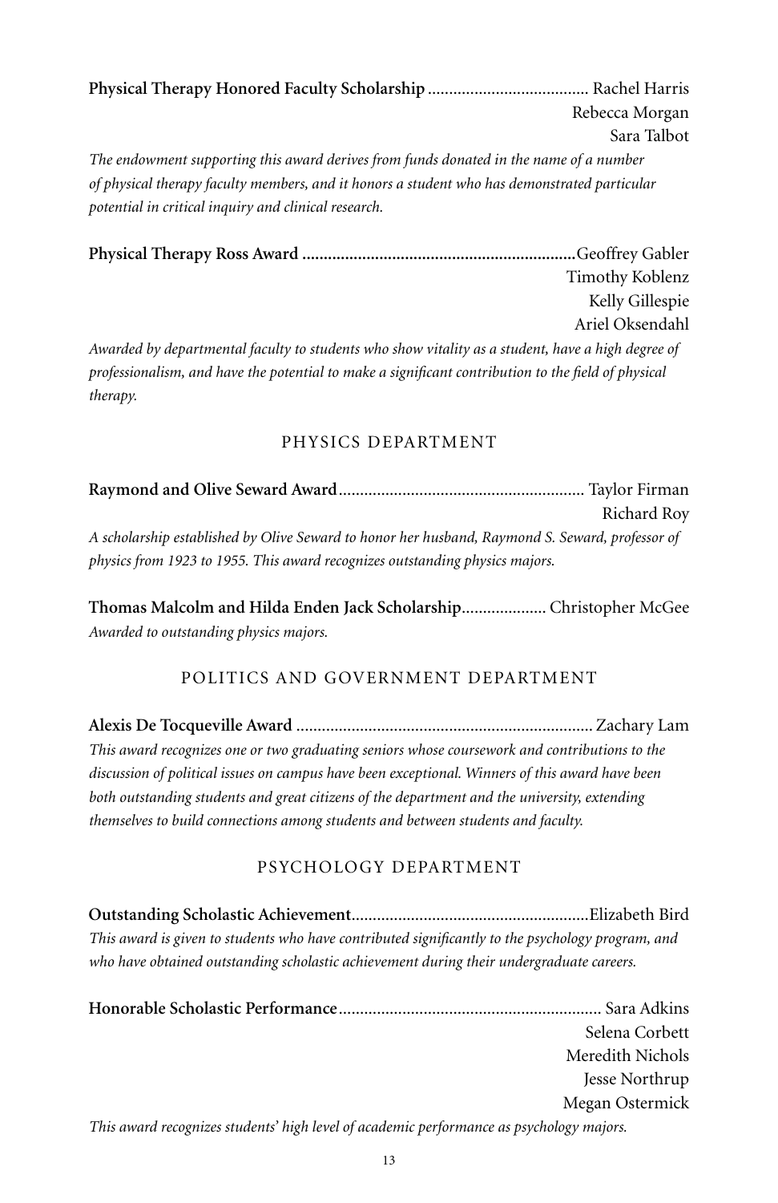**Physical Therapy Honored Faculty Scholarship** ...................................... Rachel Harris
Rebecca Morgan
Sara Talbot

*The endowment supporting this award derives from funds donated in the name of a number of physical therapy faculty members, and it honors a student who has demonstrated particular potential in critical inquiry and clinical research.*

**Physical Therapy Ross Award** ................................................................ Geoffrey Gabler
Timothy Koblenz
Kelly Gillespie
Ariel Oksendahl

*Awarded by departmental faculty to students who show vitality as a student, have a high degree of professionalism, and have the potential to make a significant contribution to the field of physical therapy.*

## PHYSICS DEPARTMENT

**Raymond and Olive Seward Award** .......................................................... Taylor Firman
Richard Roy

*A scholarship established by Olive Seward to honor her husband, Raymond S. Seward, professor of physics from 1923 to 1955. This award recognizes outstanding physics majors.*

**Thomas Malcolm and Hilda Enden Jack Scholarship** .................... Christopher McGee

*Awarded to outstanding physics majors.*

## POLITICS AND GOVERNMENT DEPARTMENT

**Alexis De Tocqueville Award** ..................................................................... Zachary Lam

*This award recognizes one or two graduating seniors whose coursework and contributions to the discussion of political issues on campus have been exceptional. Winners of this award have been both outstanding students and great citizens of the department and the university, extending themselves to build connections among students and between students and faculty.*

## PSYCHOLOGY DEPARTMENT

**Outstanding Scholastic Achievement** ....................................................... Elizabeth Bird

*This award is given to students who have contributed significantly to the psychology program, and who have obtained outstanding scholastic achievement during their undergraduate careers.*

**Honorable Scholastic Performance** ............................................................. Sara Adkins
Selena Corbett
Meredith Nichols
Jesse Northrup
Megan Ostermick

*This award recognizes students' high level of academic performance as psychology majors.*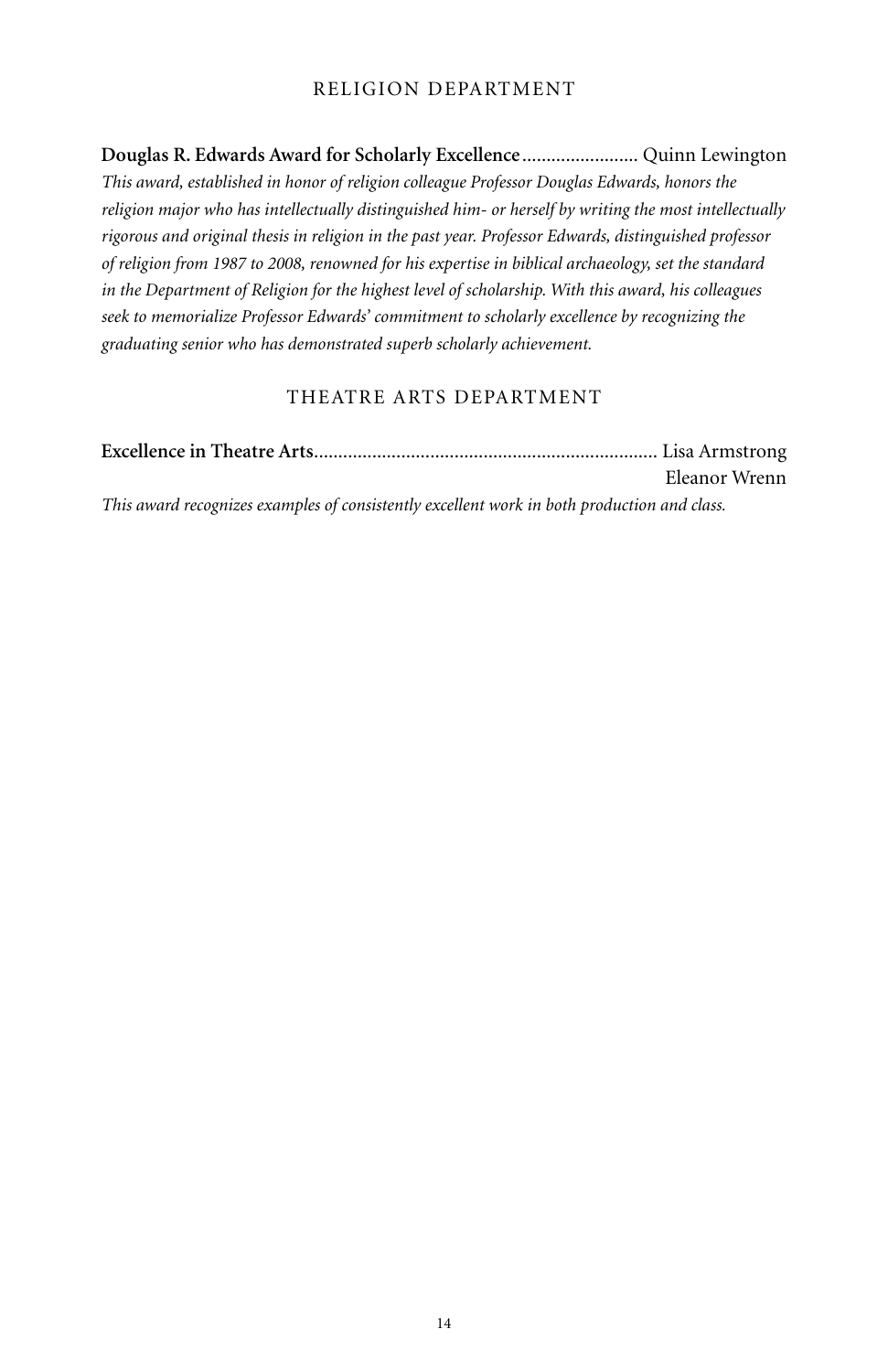## RELIGION DEPARTMENT

**Douglas R. Edwards Award for Scholarly Excellence**........................ Quinn Lewington

*This award, established in honor of religion colleague Professor Douglas Edwards, honors the religion major who has intellectually distinguished him- or herself by writing the most intellectually rigorous and original thesis in religion in the past year. Professor Edwards, distinguished professor of religion from 1987 to 2008, renowned for his expertise in biblical archaeology, set the standard in the Department of Religion for the highest level of scholarship. With this award, his colleagues seek to memorialize Professor Edwards' commitment to scholarly excellence by recognizing the graduating senior who has demonstrated superb scholarly achievement.*

## THEATRE ARTS DEPARTMENT

**Excellence in Theatre Arts**...................................................................... Lisa Armstrong
Eleanor Wrenn

*This award recognizes examples of consistently excellent work in both production and class.*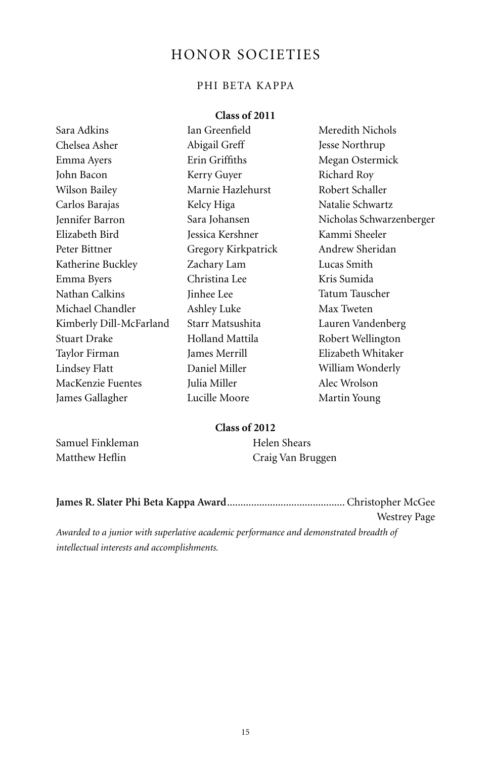# HONOR SOCIETIES

## PHI BETA KAPPA

### Class of 2011

Sara Adkins
Chelsea Asher
Emma Ayers
John Bacon
Wilson Bailey
Carlos Barajas
Jennifer Barron
Elizabeth Bird
Peter Bittner
Katherine Buckley
Emma Byers
Nathan Calkins
Michael Chandler
Kimberly Dill-McFarland
Stuart Drake
Taylor Firman
Lindsey Flatt
MacKenzie Fuentes
James Gallagher
Ian Greenfield
Abigail Greff
Erin Griffiths
Kerry Guyer
Marnie Hazlehurst
Kelcy Higa
Sara Johansen
Jessica Kershner
Gregory Kirkpatrick
Zachary Lam
Christina Lee
Jinhee Lee
Ashley Luke
Starr Matsushita
Holland Mattila
James Merrill
Daniel Miller
Julia Miller
Lucille Moore
Meredith Nichols
Jesse Northrup
Megan Ostermick
Richard Roy
Robert Schaller
Natalie Schwartz
Nicholas Schwarzenberger
Kammi Sheeler
Andrew Sheridan
Lucas Smith
Kris Sumida
Tatum Tauscher
Max Tweten
Lauren Vandenberg
Robert Wellington
Elizabeth Whitaker
William Wonderly
Alec Wrolson
Martin Young

### Class of 2012

Samuel Finkleman
Matthew Heflin
Helen Shears
Craig Van Bruggen

**James R. Slater Phi Beta Kappa Award**.......................................... Christopher McGee
Westrey Page

*Awarded to a junior with superlative academic performance and demonstrated breadth of intellectual interests and accomplishments.*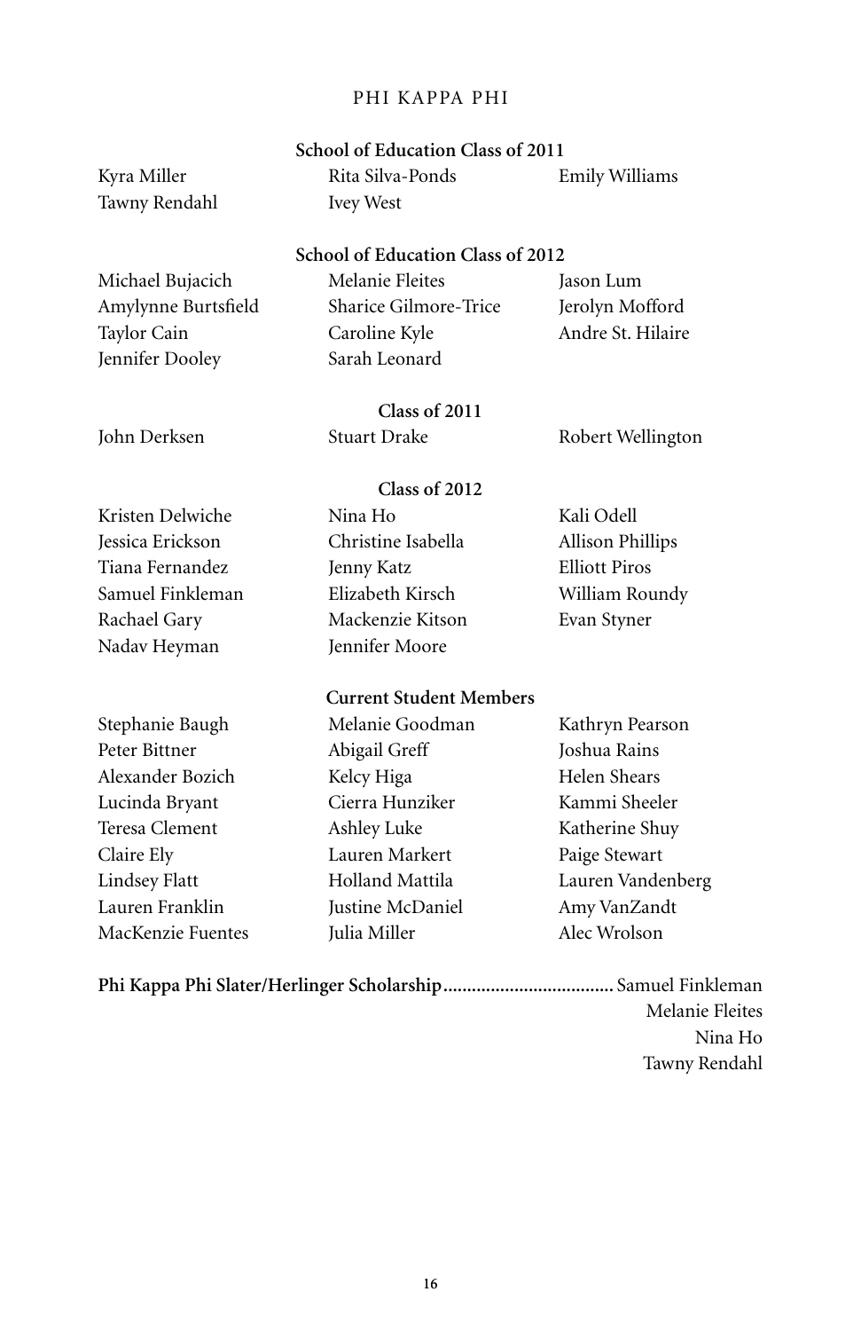# PHI KAPPA PHI

## School of Education Class of 2011

Kyra Miller
Tawny Rendahl
Rita Silva-Ponds
Ivey West
Emily Williams

## School of Education Class of 2012

Michael Bujacich
Amylynne Burtsfield
Taylor Cain
Jennifer Dooley
Melanie Fleites
Sharice Gilmore-Trice
Caroline Kyle
Sarah Leonard
Jason Lum
Jerolyn Mofford
Andre St. Hilaire

## Class of 2011

John Derksen
Stuart Drake
Robert Wellington

## Class of 2012

Kristen Delwiche
Jessica Erickson
Tiana Fernandez
Samuel Finkleman
Rachael Gary
Nadav Heyman
Nina Ho
Christine Isabella
Jenny Katz
Elizabeth Kirsch
Mackenzie Kitson
Jennifer Moore
Kali Odell
Allison Phillips
Elliott Piros
William Roundy
Evan Styner

## Current Student Members

Stephanie Baugh
Peter Bittner
Alexander Bozich
Lucinda Bryant
Teresa Clement
Claire Ely
Lindsey Flatt
Lauren Franklin
MacKenzie Fuentes
Melanie Goodman
Abigail Greff
Kelcy Higa
Cierra Hunziker
Ashley Luke
Lauren Markert
Holland Mattila
Justine McDaniel
Julia Miller
Kathryn Pearson
Joshua Rains
Helen Shears
Kammi Sheeler
Katherine Shuy
Paige Stewart
Lauren Vandenberg
Amy VanZandt
Alec Wrolson

**Phi Kappa Phi Slater/Herlinger Scholarship** .................................... Samuel Finkleman
Melanie Fleites
Nina Ho
Tawny Rendahl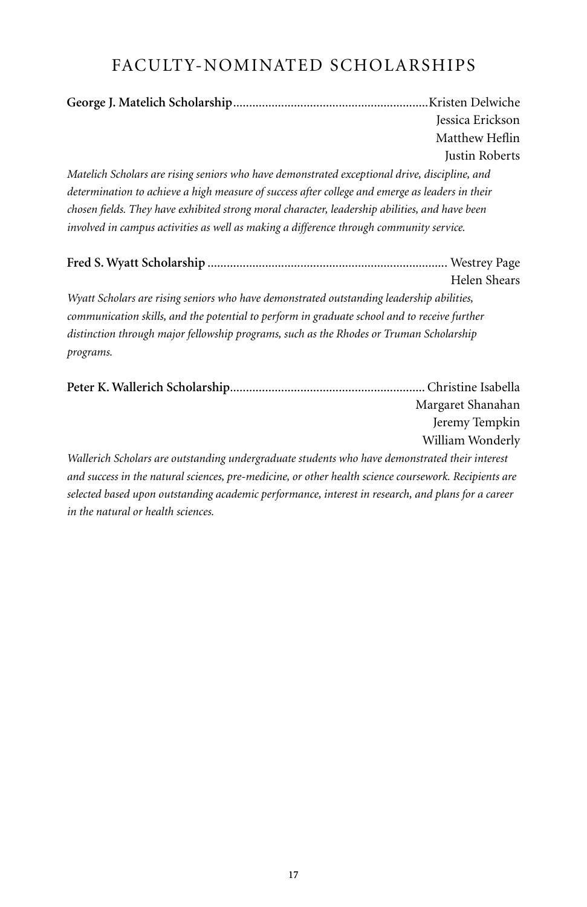# FACULTY-NOMINATED SCHOLARSHIPS

**George J. Matelich Scholarship**............................................................Kristen Delwiche
Jessica Erickson
Matthew Heflin
Justin Roberts

*Matelich Scholars are rising seniors who have demonstrated exceptional drive, discipline, and determination to achieve a high measure of success after college and emerge as leaders in their chosen fields. They have exhibited strong moral character, leadership abilities, and have been involved in campus activities as well as making a difference through community service.*

**Fred S. Wyatt Scholarship** .......................................................................... Westrey Page
Helen Shears

*Wyatt Scholars are rising seniors who have demonstrated outstanding leadership abilities, communication skills, and the potential to perform in graduate school and to receive further distinction through major fellowship programs, such as the Rhodes or Truman Scholarship programs.*

**Peter K. Wallerich Scholarship**............................................................ Christine Isabella
Margaret Shanahan
Jeremy Tempkin
William Wonderly

*Wallerich Scholars are outstanding undergraduate students who have demonstrated their interest and success in the natural sciences, pre-medicine, or other health science coursework. Recipients are selected based upon outstanding academic performance, interest in research, and plans for a career in the natural or health sciences.*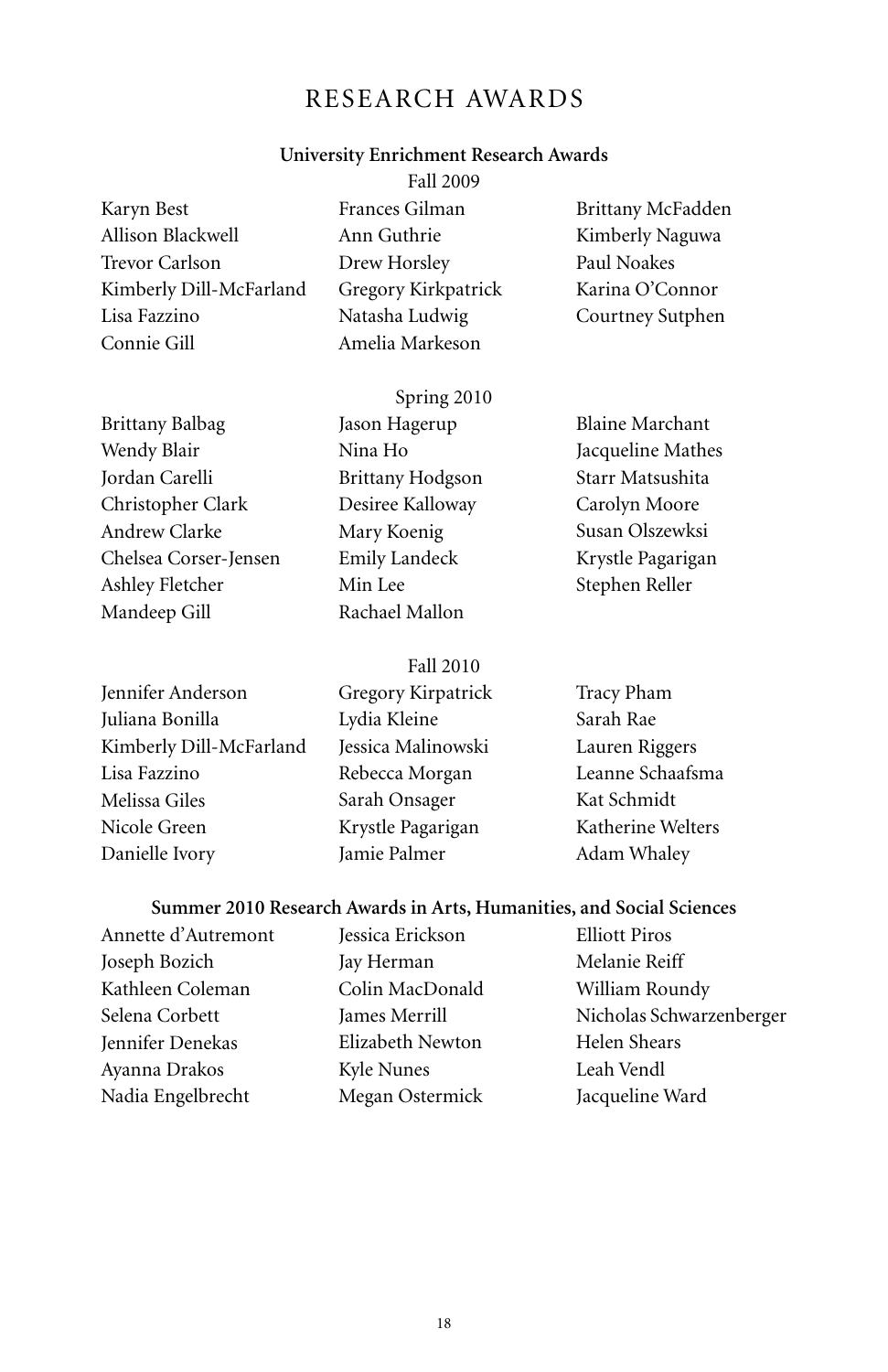# RESEARCH AWARDS

## University Enrichment Research Awards

### Fall 2009

Karyn Best
Allison Blackwell
Trevor Carlson
Kimberly Dill-McFarland
Lisa Fazzino
Connie Gill
Frances Gilman
Ann Guthrie
Drew Horsley
Gregory Kirkpatrick
Natasha Ludwig
Amelia Markeson
Brittany McFadden
Kimberly Naguwa
Paul Noakes
Karina O'Connor
Courtney Sutphen

### Spring 2010

Brittany Balbag
Wendy Blair
Jordan Carelli
Christopher Clark
Andrew Clarke
Chelsea Corser-Jensen
Ashley Fletcher
Mandeep Gill
Jason Hagerup
Nina Ho
Brittany Hodgson
Desiree Kalloway
Mary Koenig
Emily Landeck
Min Lee
Rachael Mallon
Blaine Marchant
Jacqueline Mathes
Starr Matsushita
Carolyn Moore
Susan Olszewksi
Krystle Pagarigan
Stephen Reller

### Fall 2010

Jennifer Anderson
Juliana Bonilla
Kimberly Dill-McFarland
Lisa Fazzino
Melissa Giles
Nicole Green
Danielle Ivory
Gregory Kirpatrick
Lydia Kleine
Jessica Malinowski
Rebecca Morgan
Sarah Onsager
Krystle Pagarigan
Jamie Palmer
Tracy Pham
Sarah Rae
Lauren Riggers
Leanne Schaafsma
Kat Schmidt
Katherine Welters
Adam Whaley

## Summer 2010 Research Awards in Arts, Humanities, and Social Sciences

Annette d'Autremont
Joseph Bozich
Kathleen Coleman
Selena Corbett
Jennifer Denekas
Ayanna Drakos
Nadia Engelbrecht
Jessica Erickson
Jay Herman
Colin MacDonald
James Merrill
Elizabeth Newton
Kyle Nunes
Megan Ostermick
Elliott Piros
Melanie Reiff
William Roundy
Nicholas Schwarzenberger
Helen Shears
Leah Vendl
Jacqueline Ward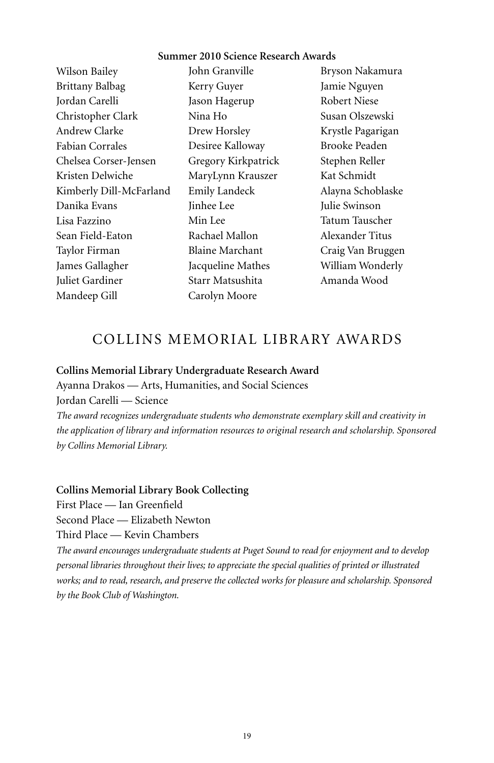**Summer 2010 Science Research Awards**

Wilson Bailey
Brittany Balbag
Jordan Carelli
Christopher Clark
Andrew Clarke
Fabian Corrales
Chelsea Corser-Jensen
Kristen Delwiche
Kimberly Dill-McFarland
Danika Evans
Lisa Fazzino
Sean Field-Eaton
Taylor Firman
James Gallagher
Juliet Gardiner
Mandeep Gill
John Granville
Kerry Guyer
Jason Hagerup
Nina Ho
Drew Horsley
Desiree Kalloway
Gregory Kirkpatrick
MaryLynn Krauszer
Emily Landeck
Jinhee Lee
Min Lee
Rachael Mallon
Blaine Marchant
Jacqueline Mathes
Starr Matsushita
Carolyn Moore
Bryson Nakamura
Jamie Nguyen
Robert Niese
Susan Olszewski
Krystle Pagarigan
Brooke Peaden
Stephen Reller
Kat Schmidt
Alayna Schoblaske
Julie Swinson
Tatum Tauscher
Alexander Titus
Craig Van Bruggen
William Wonderly
Amanda Wood

## COLLINS MEMORIAL LIBRARY AWARDS

**Collins Memorial Library Undergraduate Research Award**

Ayanna Drakos — Arts, Humanities, and Social Sciences
Jordan Carelli — Science

*The award recognizes undergraduate students who demonstrate exemplary skill and creativity in the application of library and information resources to original research and scholarship. Sponsored by Collins Memorial Library.*

**Collins Memorial Library Book Collecting**

First Place — Ian Greenfield
Second Place — Elizabeth Newton
Third Place — Kevin Chambers

*The award encourages undergraduate students at Puget Sound to read for enjoyment and to develop personal libraries throughout their lives; to appreciate the special qualities of printed or illustrated works; and to read, research, and preserve the collected works for pleasure and scholarship. Sponsored by the Book Club of Washington.*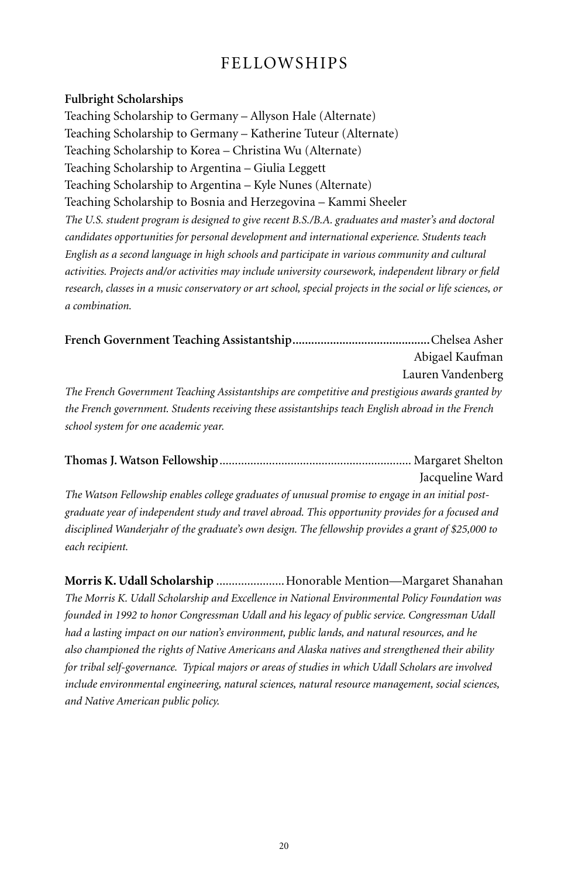# FELLOWSHIPS

**Fulbright Scholarships**

Teaching Scholarship to Germany – Allyson Hale (Alternate)
Teaching Scholarship to Germany – Katherine Tuteur (Alternate)
Teaching Scholarship to Korea – Christina Wu (Alternate)
Teaching Scholarship to Argentina – Giulia Leggett
Teaching Scholarship to Argentina – Kyle Nunes (Alternate)
Teaching Scholarship to Bosnia and Herzegovina – Kammi Sheeler

*The U.S. student program is designed to give recent B.S./B.A. graduates and master's and doctoral candidates opportunities for personal development and international experience. Students teach English as a second language in high schools and participate in various community and cultural activities. Projects and/or activities may include university coursework, independent library or field research, classes in a music conservatory or art school, special projects in the social or life sciences, or a combination.*

**French Government Teaching Assistantship**............................................Chelsea Asher
Abigael Kaufman
Lauren Vandenberg

*The French Government Teaching Assistantships are competitive and prestigious awards granted by the French government. Students receiving these assistantships teach English abroad in the French school system for one academic year.*

**Thomas J. Watson Fellowship**............................................................. Margaret Shelton
Jacqueline Ward

*The Watson Fellowship enables college graduates of unusual promise to engage in an initial post-graduate year of independent study and travel abroad. This opportunity provides for a focused and disciplined Wanderjahr of the graduate's own design. The fellowship provides a grant of $25,000 to each recipient.*

**Morris K. Udall Scholarship** ......................Honorable Mention—Margaret Shanahan

*The Morris K. Udall Scholarship and Excellence in National Environmental Policy Foundation was founded in 1992 to honor Congressman Udall and his legacy of public service. Congressman Udall had a lasting impact on our nation's environment, public lands, and natural resources, and he also championed the rights of Native Americans and Alaska natives and strengthened their ability for tribal self-governance. Typical majors or areas of studies in which Udall Scholars are involved include environmental engineering, natural sciences, natural resource management, social sciences, and Native American public policy.*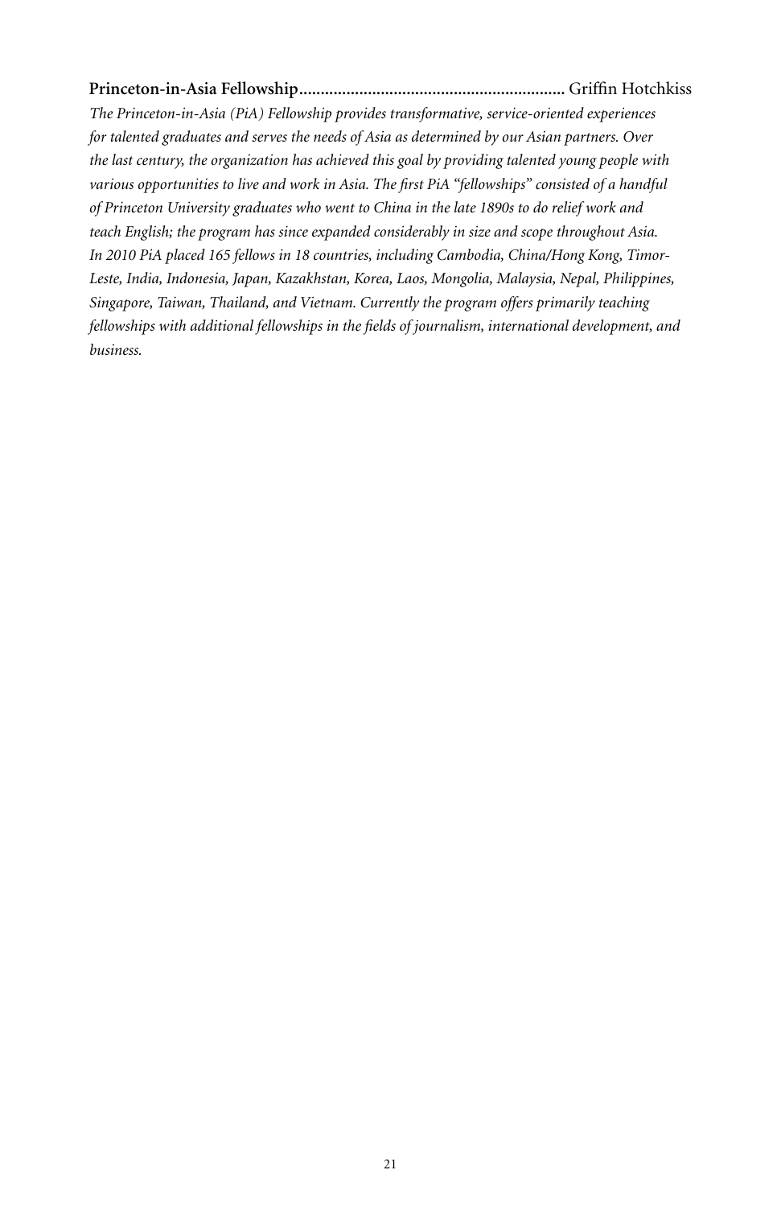**Princeton-in-Asia Fellowship**............................................................ Griffin Hotchkiss

*The Princeton-in-Asia (PiA) Fellowship provides transformative, service-oriented experiences for talented graduates and serves the needs of Asia as determined by our Asian partners. Over the last century, the organization has achieved this goal by providing talented young people with various opportunities to live and work in Asia. The first PiA "fellowships" consisted of a handful of Princeton University graduates who went to China in the late 1890s to do relief work and teach English; the program has since expanded considerably in size and scope throughout Asia. In 2010 PiA placed 165 fellows in 18 countries, including Cambodia, China/Hong Kong, Timor-Leste, India, Indonesia, Japan, Kazakhstan, Korea, Laos, Mongolia, Malaysia, Nepal, Philippines, Singapore, Taiwan, Thailand, and Vietnam. Currently the program offers primarily teaching fellowships with additional fellowships in the fields of journalism, international development, and business.*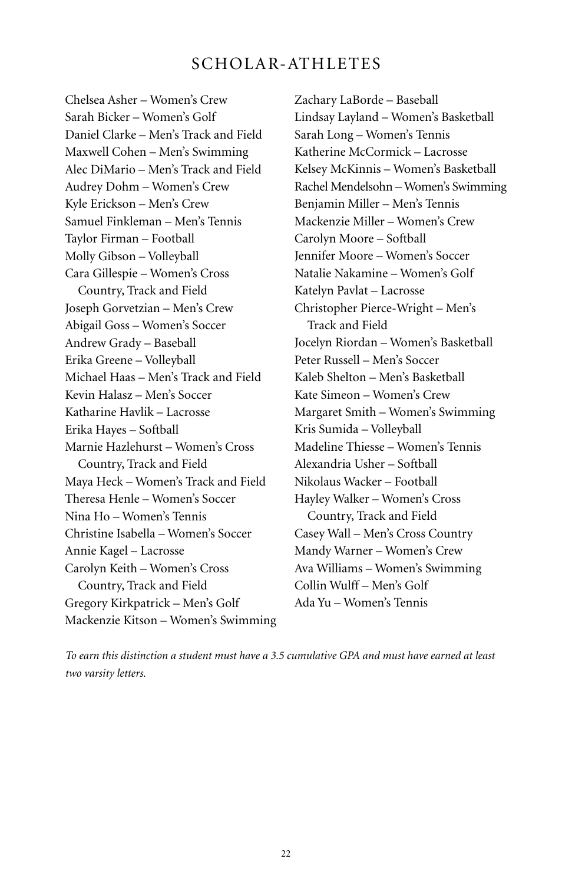## SCHOLAR-ATHLETES

Chelsea Asher – Women's Crew
Sarah Bicker – Women's Golf
Daniel Clarke – Men's Track and Field
Maxwell Cohen – Men's Swimming
Alec DiMario – Men's Track and Field
Audrey Dohm – Women's Crew
Kyle Erickson – Men's Crew
Samuel Finkleman – Men's Tennis
Taylor Firman – Football
Molly Gibson – Volleyball
Cara Gillespie – Women's Cross Country, Track and Field
Joseph Gorvetzian – Men's Crew
Abigail Goss – Women's Soccer
Andrew Grady – Baseball
Erika Greene – Volleyball
Michael Haas – Men's Track and Field
Kevin Halasz – Men's Soccer
Katharine Havlik – Lacrosse
Erika Hayes – Softball
Marnie Hazlehurst – Women's Cross Country, Track and Field
Maya Heck – Women's Track and Field
Theresa Henle – Women's Soccer
Nina Ho – Women's Tennis
Christine Isabella – Women's Soccer
Annie Kagel – Lacrosse
Carolyn Keith – Women's Cross Country, Track and Field
Gregory Kirkpatrick – Men's Golf
Mackenzie Kitson – Women's Swimming
Zachary LaBorde – Baseball
Lindsay Layland – Women's Basketball
Sarah Long – Women's Tennis
Katherine McCormick – Lacrosse
Kelsey McKinnis – Women's Basketball
Rachel Mendelsohn – Women's Swimming
Benjamin Miller – Men's Tennis
Mackenzie Miller – Women's Crew
Carolyn Moore – Softball
Jennifer Moore – Women's Soccer
Natalie Nakamine – Women's Golf
Katelyn Pavlat – Lacrosse
Christopher Pierce-Wright – Men's Track and Field
Jocelyn Riordan – Women's Basketball
Peter Russell – Men's Soccer
Kaleb Shelton – Men's Basketball
Kate Simeon – Women's Crew
Margaret Smith – Women's Swimming
Kris Sumida – Volleyball
Madeline Thiesse – Women's Tennis
Alexandria Usher – Softball
Nikolaus Wacker – Football
Hayley Walker – Women's Cross Country, Track and Field
Casey Wall – Men's Cross Country
Mandy Warner – Women's Crew
Ava Williams – Women's Swimming
Collin Wulff – Men's Golf
Ada Yu – Women's Tennis

*To earn this distinction a student must have a 3.5 cumulative GPA and must have earned at least two varsity letters.*